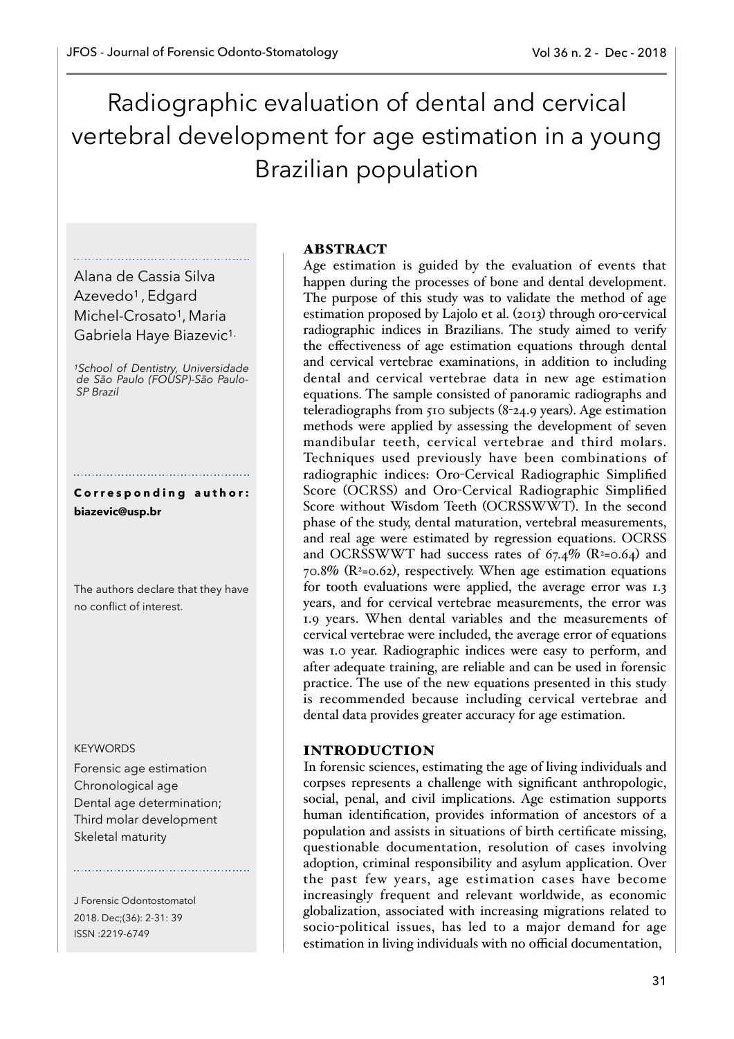# Radiographic evaluation of dental and cervical vertebral development for age estimation in a young Brazilian population

Alana de Cassia Silva Azevedo[1], Edgard Michel-Crosato[1], Maria Gabriela Haye Biazevic[1].

*[1]School of Dentistry, Universidade de São Paulo (FOUSP)-São Paulo-SP Brazil*

**Corresponding author: biazevic@usp.br**

The authors declare that they have no conflict of interest.

KEYWORDS

Forensic age estimation
Chronological age
Dental age determination;
Third molar development
Skeletal maturity

J Forensic Odontostomatol 2018. Dec;(36): 2-31: 39
ISSN :2219-6749

## ABSTRACT

Age estimation is guided by the evaluation of events that happen during the processes of bone and dental development. The purpose of this study was to validate the method of age estimation proposed by Lajolo et al. (2013) through oro-cervical radiographic indices in Brazilians. The study aimed to verify the effectiveness of age estimation equations through dental and cervical vertebrae examinations, in addition to including dental and cervical vertebrae data in new age estimation equations. The sample consisted of panoramic radiographs and teleradiographs from 510 subjects (8-24.9 years). Age estimation methods were applied by assessing the development of seven mandibular teeth, cervical vertebrae and third molars. Techniques used previously have been combinations of radiographic indices: Oro-Cervical Radiographic Simplified Score (OCRSS) and Oro-Cervical Radiographic Simplified Score without Wisdom Teeth (OCRSSWWT). In the second phase of the study, dental maturation, vertebral measurements, and real age were estimated by regression equations. OCRSS and OCRSSWWT had success rates of 67.4% ($R^2$=0.64) and 70.8% ($R^2$=0.62), respectively. When age estimation equations for tooth evaluations were applied, the average error was 1.3 years, and for cervical vertebrae measurements, the error was 1.9 years. When dental variables and the measurements of cervical vertebrae were included, the average error of equations was 1.0 year. Radiographic indices were easy to perform, and after adequate training, are reliable and can be used in forensic practice. The use of the new equations presented in this study is recommended because including cervical vertebrae and dental data provides greater accuracy for age estimation.

## INTRODUCTION

In forensic sciences, estimating the age of living individuals and corpses represents a challenge with significant anthropologic, social, penal, and civil implications. Age estimation supports human identification, provides information of ancestors of a population and assists in situations of birth certificate missing, questionable documentation, resolution of cases involving adoption, criminal responsibility and asylum application. Over the past few years, age estimation cases have become increasingly frequent and relevant worldwide, as economic globalization, associated with increasing migrations related to socio-political issues, has led to a major demand for age estimation in living individuals with no official documentation,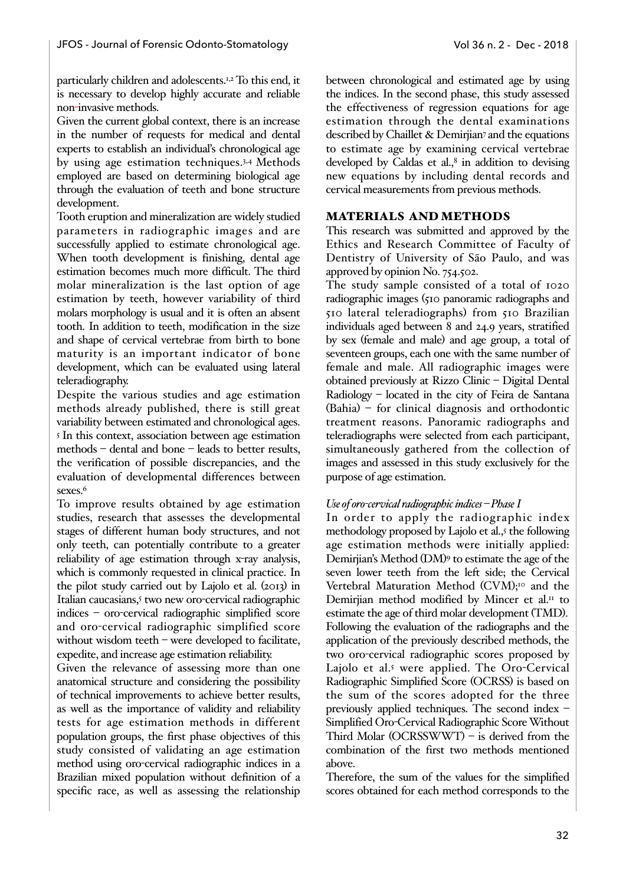particularly children and adolescents.[1,2] To this end, it is necessary to develop highly accurate and reliable non-invasive methods.

Given the current global context, there is an increase in the number of requests for medical and dental experts to establish an individual's chronological age by using age estimation techniques.[3,4] Methods employed are based on determining biological age through the evaluation of teeth and bone structure development.

Tooth eruption and mineralization are widely studied parameters in radiographic images and are successfully applied to estimate chronological age. When tooth development is finishing, dental age estimation becomes much more difficult. The third molar mineralization is the last option of age estimation by teeth, however variability of third molars morphology is usual and it is often an absent tooth. In addition to teeth, modification in the size and shape of cervical vertebrae from birth to bone maturity is an important indicator of bone development, which can be evaluated using lateral teleradiography.

Despite the various studies and age estimation methods already published, there is still great variability between estimated and chronological ages.[5] In this context, association between age estimation methods – dental and bone – leads to better results, the verification of possible discrepancies, and the evaluation of developmental differences between sexes.[6]

To improve results obtained by age estimation studies, research that assesses the developmental stages of different human body structures, and not only teeth, can potentially contribute to a greater reliability of age estimation through x-ray analysis, which is commonly requested in clinical practice. In the pilot study carried out by Lajolo et al. (2013) in Italian caucasians,[5] two new oro-cervical radiographic indices – oro-cervical radiographic simplified score and oro-cervical radiographic simplified score without wisdom teeth – were developed to facilitate, expedite, and increase age estimation reliability.

Given the relevance of assessing more than one anatomical structure and considering the possibility of technical improvements to achieve better results, as well as the importance of validity and reliability tests for age estimation methods in different population groups, the first phase objectives of this study consisted of validating an age estimation method using oro-cervical radiographic indices in a Brazilian mixed population without definition of a specific race, as well as assessing the relationship between chronological and estimated age by using the indices. In the second phase, this study assessed the effectiveness of regression equations for age estimation through the dental examinations described by Chaillet & Demirjian[7] and the equations to estimate age by examining cervical vertebrae developed by Caldas et al.,[8] in addition to devising new equations by including dental records and cervical measurements from previous methods.

## MATERIALS AND METHODS

This research was submitted and approved by the Ethics and Research Committee of Faculty of Dentistry of University of São Paulo, and was approved by opinion No. 754.502.

The study sample consisted of a total of 1020 radiographic images (510 panoramic radiographs and 510 lateral teleradiographs) from 510 Brazilian individuals aged between 8 and 24.9 years, stratified by sex (female and male) and age group, a total of seventeen groups, each one with the same number of female and male. All radiographic images were obtained previously at Rizzo Clinic – Digital Dental Radiology – located in the city of Feira de Santana (Bahia) – for clinical diagnosis and orthodontic treatment reasons. Panoramic radiographs and teleradiographs were selected from each participant, simultaneously gathered from the collection of images and assessed in this study exclusively for the purpose of age estimation.

### *Use of oro-cervical radiographic indices – Phase I*

In order to apply the radiographic index methodology proposed by Lajolo et al.,[5] the following age estimation methods were initially applied: Demirjian's Method (DM)[9] to estimate the age of the seven lower teeth from the left side; the Cervical Vertebral Maturation Method (CVM);[10] and the Demirjian method modified by Mincer et al.[11] to estimate the age of third molar development (TMD). Following the evaluation of the radiographs and the application of the previously described methods, the two oro-cervical radiographic scores proposed by Lajolo et al.[5] were applied. The Oro-Cervical Radiographic Simplified Score (OCRSS) is based on the sum of the scores adopted for the three previously applied techniques. The second index – Simplified Oro-Cervical Radiographic Score Without Third Molar (OCRSSWWT) – is derived from the combination of the first two methods mentioned above.

Therefore, the sum of the values for the simplified scores obtained for each method corresponds to the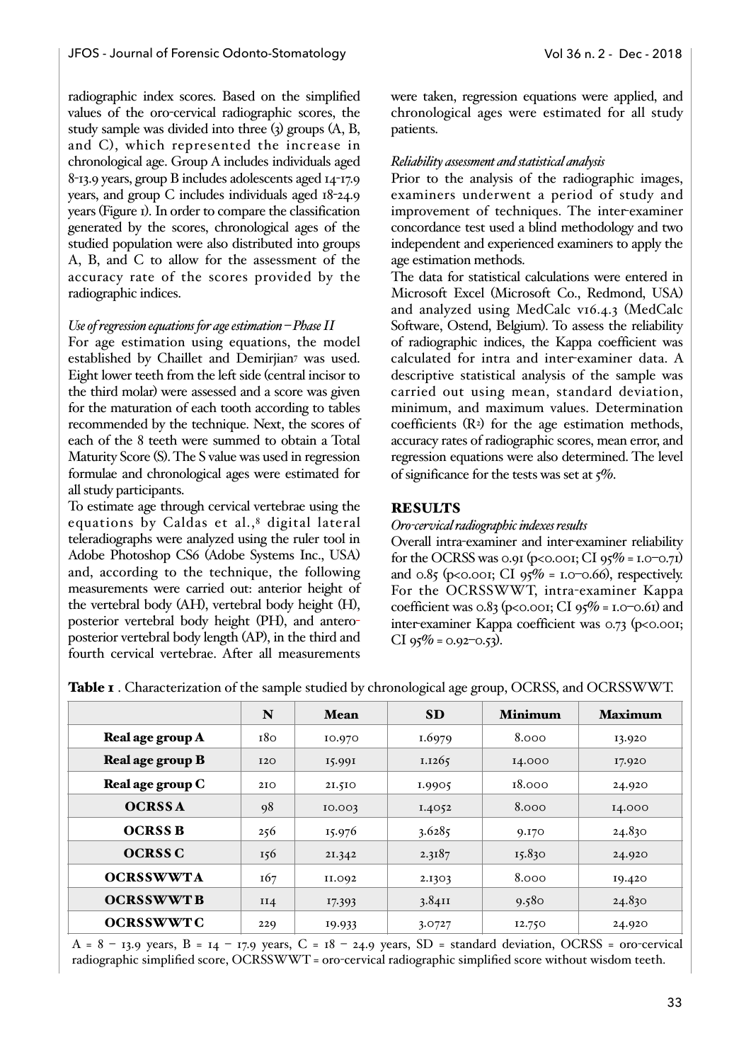radiographic index scores. Based on the simplified values of the oro-cervical radiographic scores, the study sample was divided into three (3) groups (A, B, and C), which represented the increase in chronological age. Group A includes individuals aged 8-13.9 years, group B includes adolescents aged 14-17.9 years, and group C includes individuals aged 18-24.9 years (Figure 1). In order to compare the classification generated by the scores, chronological ages of the studied population were also distributed into groups A, B, and C to allow for the assessment of the accuracy rate of the scores provided by the radiographic indices.

*Use of regression equations for age estimation – Phase II*

For age estimation using equations, the model established by Chaillet and Demirjian[7] was used. Eight lower teeth from the left side (central incisor to the third molar) were assessed and a score was given for the maturation of each tooth according to tables recommended by the technique. Next, the scores of each of the 8 teeth were summed to obtain a Total Maturity Score (S). The S value was used in regression formulae and chronological ages were estimated for all study participants.

To estimate age through cervical vertebrae using the equations by Caldas et al.,[8] digital lateral teleradiographs were analyzed using the ruler tool in Adobe Photoshop CS6 (Adobe Systems Inc., USA) and, according to the technique, the following measurements were carried out: anterior height of the vertebral body (AH), vertebral body height (H), posterior vertebral body height (PH), and antero-posterior vertebral body length (AP), in the third and fourth cervical vertebrae. After all measurements were taken, regression equations were applied, and chronological ages were estimated for all study patients.

*Reliability assessment and statistical analysis*

Prior to the analysis of the radiographic images, examiners underwent a period of study and improvement of techniques. The inter-examiner concordance test used a blind methodology and two independent and experienced examiners to apply the age estimation methods.

The data for statistical calculations were entered in Microsoft Excel (Microsoft Co., Redmond, USA) and analyzed using MedCalc v16.4.3 (MedCalc Software, Ostend, Belgium). To assess the reliability of radiographic indices, the Kappa coefficient was calculated for intra and inter-examiner data. A descriptive statistical analysis of the sample was carried out using mean, standard deviation, minimum, and maximum values. Determination coefficients ($R^2$) for the age estimation methods, accuracy rates of radiographic scores, mean error, and regression equations were also determined. The level of significance for the tests was set at 5%.

## RESULTS

*Oro-cervical radiographic indexes results*

Overall intra-examiner and inter-examiner reliability for the OCRSS was 0.91 ($p<0.001$; CI 95% = 1.0–0.71) and 0.85 ($p<0.001$; CI 95% = 1.0–0.66), respectively. For the OCRSSWWT, intra-examiner Kappa coefficient was 0.83 ($p<0.001$; CI 95% = 1.0–0.61) and inter-examiner Kappa coefficient was 0.73 ($p<0.001$; CI 95% = 0.92–0.53).

**Table 1** . Characterization of the sample studied by chronological age group, OCRSS, and OCRSSWWT.

| | N | Mean | SD | Minimum | Maximum |
|---|---|---|---|---|---|
| **Real age group A** | 180 | 10.970 | 1.6979 | 8.000 | 13.920 |
| **Real age group B** | 120 | 15.991 | 1.1265 | 14.000 | 17.920 |
| **Real age group C** | 210 | 21.510 | 1.9905 | 18.000 | 24.920 |
| **OCRSS A** | 98 | 10.003 | 1.4052 | 8.000 | 14.000 |
| **OCRSS B** | 256 | 15.976 | 3.6285 | 9.170 | 24.830 |
| **OCRSS C** | 156 | 21.342 | 2.3187 | 15.830 | 24.920 |
| **OCRSSWWT A** | 167 | 11.092 | 2.1303 | 8.000 | 19.420 |
| **OCRSSWWT B** | 114 | 17.393 | 3.8411 | 9.580 | 24.830 |
| **OCRSSWWT C** | 229 | 19.933 | 3.0727 | 12.750 | 24.920 |

A = 8 – 13.9 years, B = 14 – 17.9 years, C = 18 – 24.9 years, SD = standard deviation, OCRSS = oro-cervical radiographic simplified score, OCRSSWWT = oro-cervical radiographic simplified score without wisdom teeth.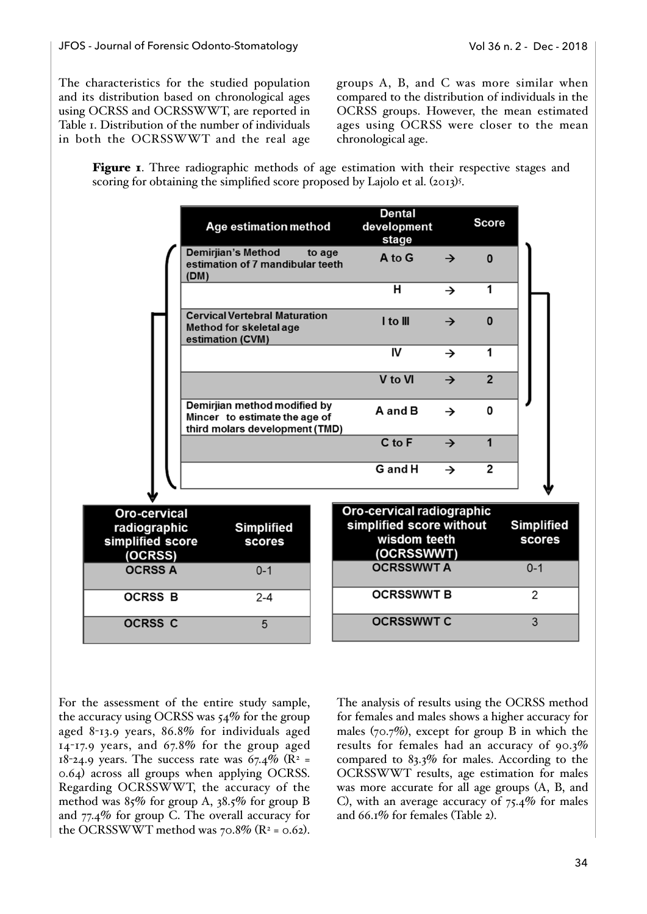The characteristics for the studied population and its distribution based on chronological ages using OCRSS and OCRSSWWT, are reported in Table 1. Distribution of the number of individuals in both the OCRSSWWT and the real age groups A, B, and C was more similar when compared to the distribution of individuals in the OCRSS groups. However, the mean estimated ages using OCRSS were closer to the mean chronological age.

**Figure 1**. Three radiographic methods of age estimation with their respective stages and scoring for obtaining the simplified score proposed by Lajolo et al. (2013)[5].

| Age estimation method | Dental development stage | | Score |
|---|---|---|---|
| Demirjian's Method to age estimation of 7 mandibular teeth (DM) | A to G | → | 0 |
| | H | → | 1 |
| Cervical Vertebral Maturation Method for skeletal age estimation (CVM) | I to III | → | 0 |
| | IV | → | 1 |
| | V to VI | → | 2 |
| Demirjian method modified by Mincer to estimate the age of third molars development (TMD) | A and B | → | 0 |
| | C to F | → | 1 |
| | G and H | → | 2 |

| Oro-cervical radiographic simplified score (OCRSS) | Simplified scores |
|---|---|
| OCRSS A | 0-1 |
| OCRSS B | 2-4 |
| OCRSS C | 5 |

| Oro-cervical radiographic simplified score without wisdom teeth (OCRSSWWT) | Simplified scores |
|---|---|
| OCRSSWWT A | 0-1 |
| OCRSSWWT B | 2 |
| OCRSSWWT C | 3 |

For the assessment of the entire study sample, the accuracy using OCRSS was 54% for the group aged 8-13.9 years, 86.8% for individuals aged 14-17.9 years, and 67.8% for the group aged 18-24.9 years. The success rate was 67.4% ($R^2$ = 0.64) across all groups when applying OCRSS. Regarding OCRSSWWT, the accuracy of the method was 85% for group A, 38.5% for group B and 77.4% for group C. The overall accuracy for the OCRSSWWT method was 70.8% ($R^2$ = 0.62).

The analysis of results using the OCRSS method for females and males shows a higher accuracy for males (70.7%), except for group B in which the results for females had an accuracy of 90.3% compared to 83.3% for males. According to the OCRSSWWT results, age estimation for males was more accurate for all age groups (A, B, and C), with an average accuracy of 75.4% for males and 66.1% for females (Table 2).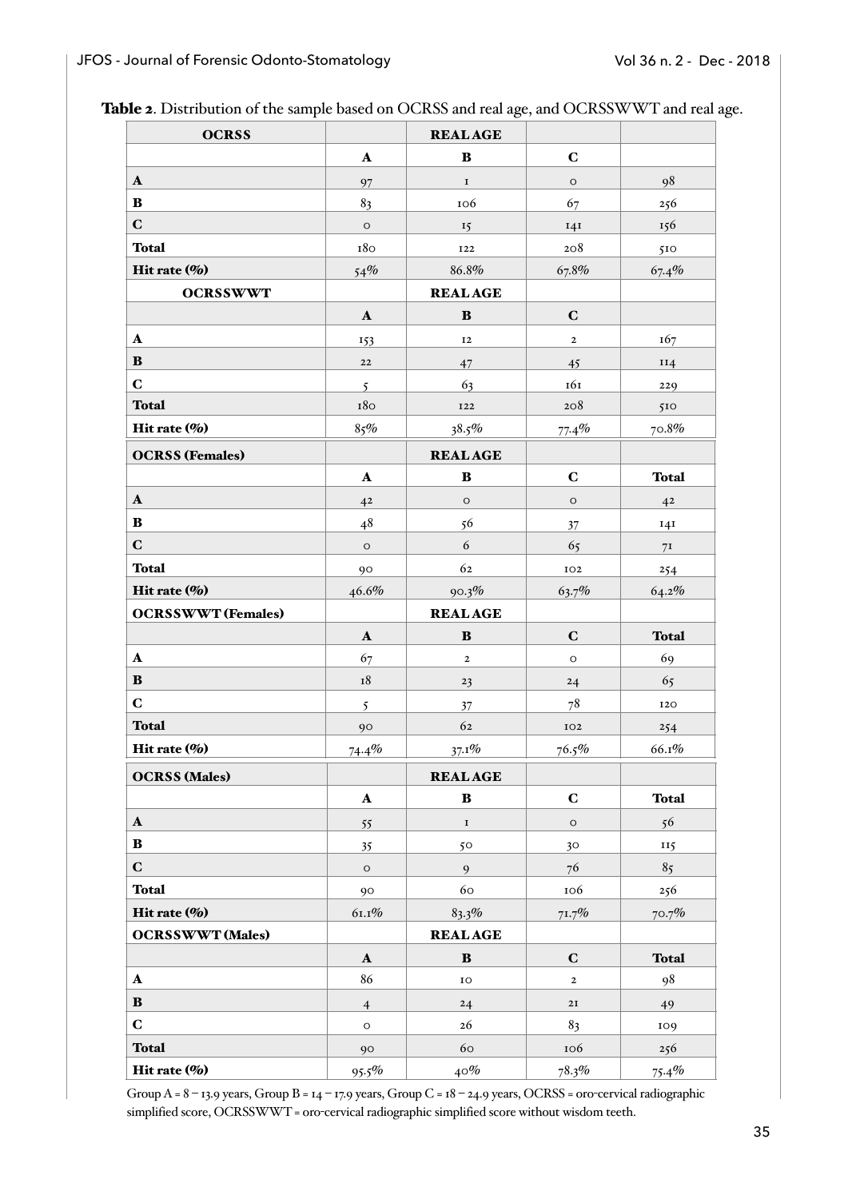**Table 2**. Distribution of the sample based on OCRSS and real age, and OCRSSWWT and real age.

| **OCRSS** | | **REAL AGE** | | |
|---|---|---|---|---|
| | **A** | **B** | **C** | |
| **A** | 97 | 1 | 0 | 98 |
| **B** | 83 | 106 | 67 | 256 |
| **C** | 0 | 15 | 141 | 156 |
| **Total** | 180 | 122 | 208 | 510 |
| **Hit rate (%)** | 54% | 86.8% | 67.8% | 67.4% |
| **OCRSSWWT** | | **REAL AGE** | | |
| | **A** | **B** | **C** | |
| **A** | 153 | 12 | 2 | 167 |
| **B** | 22 | 47 | 45 | 114 |
| **C** | 5 | 63 | 161 | 229 |
| **Total** | 180 | 122 | 208 | 510 |
| **Hit rate (%)** | 85% | 38.5% | 77.4% | 70.8% |
| **OCRSS (Females)** | | **REAL AGE** | | |
| | **A** | **B** | **C** | **Total** |
| **A** | 42 | 0 | 0 | 42 |
| **B** | 48 | 56 | 37 | 141 |
| **C** | 0 | 6 | 65 | 71 |
| **Total** | 90 | 62 | 102 | 254 |
| **Hit rate (%)** | 46.6% | 90.3% | 63.7% | 64.2% |
| **OCRSSWWT (Females)** | | **REAL AGE** | | |
| | **A** | **B** | **C** | **Total** |
| **A** | 67 | 2 | 0 | 69 |
| **B** | 18 | 23 | 24 | 65 |
| **C** | 5 | 37 | 78 | 120 |
| **Total** | 90 | 62 | 102 | 254 |
| **Hit rate (%)** | 74.4% | 37.1% | 76.5% | 66.1% |
| **OCRSS (Males)** | | **REAL AGE** | | |
| | **A** | **B** | **C** | **Total** |
| **A** | 55 | 1 | 0 | 56 |
| **B** | 35 | 50 | 30 | 115 |
| **C** | 0 | 9 | 76 | 85 |
| **Total** | 90 | 60 | 106 | 256 |
| **Hit rate (%)** | 61.1% | 83.3% | 71.7% | 70.7% |
| **OCRSSWWT (Males)** | | **REAL AGE** | | |
| | **A** | **B** | **C** | **Total** |
| **A** | 86 | 10 | 2 | 98 |
| **B** | 4 | 24 | 21 | 49 |
| **C** | 0 | 26 | 83 | 109 |
| **Total** | 90 | 60 | 106 | 256 |
| **Hit rate (%)** | 95.5% | 40% | 78.3% | 75.4% |

Group A = 8 – 13.9 years, Group B = 14 – 17.9 years, Group C = 18 – 24.9 years, OCRSS = oro-cervical radiographic simplified score, OCRSSWWT = oro-cervical radiographic simplified score without wisdom teeth.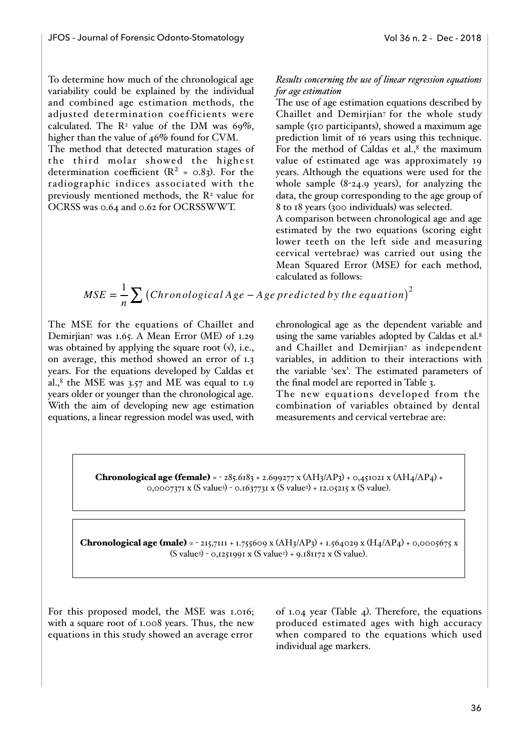To determine how much of the chronological age variability could be explained by the individual and combined age estimation methods, the adjusted determination coefficients were calculated. The $R^2$ value of the DM was 69%, higher than the value of 46% found for CVM.

The method that detected maturation stages of the third molar showed the highest determination coefficient ($R^2 = 0.83$). For the radiographic indices associated with the previously mentioned methods, the $R^2$ value for OCRSS was 0.64 and 0.62 for OCRSSWWT.

*Results concerning the use of linear regression equations for age estimation*

The use of age estimation equations described by Chaillet and Demirjian[7] for the whole study sample (510 participants), showed a maximum age prediction limit of 16 years using this technique. For the method of Caldas et al.,[8] the maximum value of estimated age was approximately 19 years. Although the equations were used for the whole sample (8-24.9 years), for analyzing the data, the group corresponding to the age group of 8 to 18 years (300 individuals) was selected.

A comparison between chronological age and age estimated by the two equations (scoring eight lower teeth on the left side and measuring cervical vertebrae) was carried out using the Mean Squared Error (MSE) for each method, calculated as follows:

$$MSE = \frac{1}{n}\sum \left(Chronological\,Age - Age\,predicted\,by\,the\,equation\right)^2$$

The MSE for the equations of Chaillet and Demirjian[7] was 1.65. A Mean Error (ME) of 1.29 was obtained by applying the square root (√), i.e., on average, this method showed an error of 1.3 years. For the equations developed by Caldas et al.,[8] the MSE was 3.57 and ME was equal to 1.9 years older or younger than the chronological age. With the aim of developing new age estimation equations, a linear regression model was used, with chronological age as the dependent variable and using the same variables adopted by Caldas et al.[8] and Chaillet and Demirjian[7] as independent variables, in addition to their interactions with the variable 'sex'. The estimated parameters of the final model are reported in Table 3.

The new equations developed from the combination of variables obtained by dental measurements and cervical vertebrae are:

**Chronological age (female)** = - 285.6183 + 2.699277 x (AH3/AP3) + 0,451021 x (AH4/AP4) + 0,0007371 x (S value$^3$) - 0.1637731 x (S value$^2$) + 12.05215 x (S value).

**Chronological age (male)** = - 215,7111 + 1.755609 x (AH3/AP3) + 1.564029 x (H4/AP4) + 0,0005675 x (S value$^3$) - 0,1251991 x (S value$^2$) + 9.181172 x (S value).

For this proposed model, the MSE was 1.016; with a square root of 1.008 years. Thus, the new equations in this study showed an average error of 1.04 year (Table 4). Therefore, the equations produced estimated ages with high accuracy when compared to the equations which used individual age markers.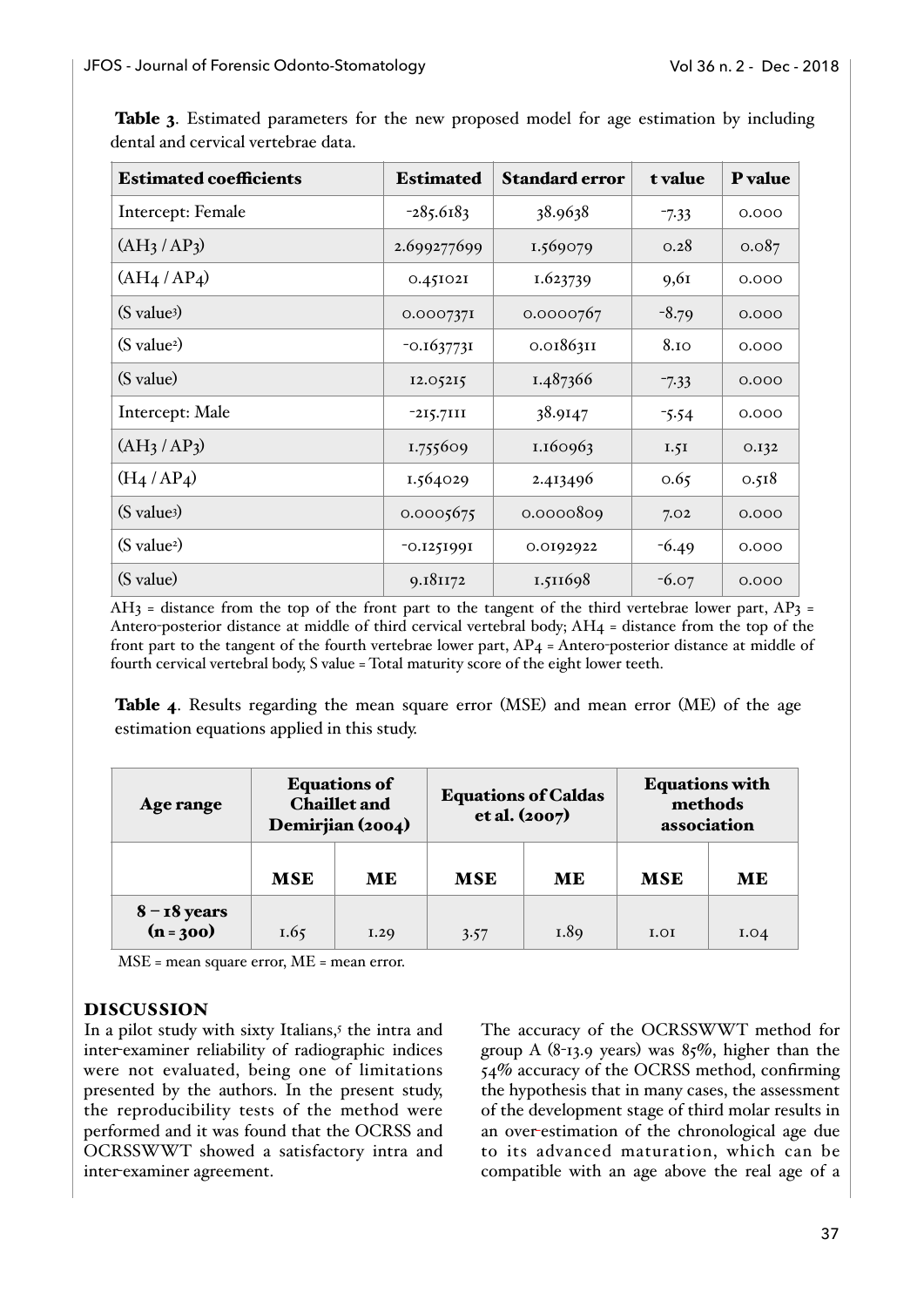**Table 3**. Estimated parameters for the new proposed model for age estimation by including dental and cervical vertebrae data.

| Estimated coefficients | Estimated | Standard error | t value | P value |
|---|---|---|---|---|
| Intercept: Female | -285.6183 | 38.9638 | -7.33 | 0.000 |
| ($AH3$ / $AP3$) | 2.699277699 | 1.569079 | 0.28 | 0.087 |
| ($AH4$ / $AP4$) | 0.451021 | 1.623739 | 9,61 | 0.000 |
| (S value$^3$) | 0.0007371 | 0.0000767 | -8.79 | 0.000 |
| (S value$^2$) | -0.1637731 | 0.0186311 | 8.10 | 0.000 |
| (S value) | 12.05215 | 1.487366 | -7.33 | 0.000 |
| Intercept: Male | -215.7111 | 38.9147 | -5.54 | 0.000 |
| ($AH3$ / $AP3$) | 1.755609 | 1.160963 | 1.51 | 0.132 |
| ($H4$ / $AP4$) | 1.564029 | 2.413496 | 0.65 | 0.518 |
| (S value$^3$) | 0.0005675 | 0.0000809 | 7.02 | 0.000 |
| (S value$^2$) | -0.1251991 | 0.0192922 | -6.49 | 0.000 |
| (S value) | 9.181172 | 1.511698 | -6.07 | 0.000 |

AH3 = distance from the top of the front part to the tangent of the third vertebrae lower part, AP3 = Antero-posterior distance at middle of third cervical vertebral body; AH4 = distance from the top of the front part to the tangent of the fourth vertebrae lower part, AP4 = Antero-posterior distance at middle of fourth cervical vertebral body, S value = Total maturity score of the eight lower teeth.

**Table 4**. Results regarding the mean square error (MSE) and mean error (ME) of the age estimation equations applied in this study.

| Age range | Equations of Chaillet and Demirjian (2004) | | Equations of Caldas et al. (2007) | | Equations with methods association | |
|---|---|---|---|---|---|---|
| | **MSE** | **ME** | **MSE** | **ME** | **MSE** | **ME** |
| **8 – 18 years (n = 300)** | 1.65 | 1.29 | 3.57 | 1.89 | 1.01 | 1.04 |

MSE = mean square error, ME = mean error.

## DISCUSSION

In a pilot study with sixty Italians,[5] the intra and inter-examiner reliability of radiographic indices were not evaluated, being one of limitations presented by the authors. In the present study, the reproducibility tests of the method were performed and it was found that the OCRSS and OCRSSWWT showed a satisfactory intra and inter-examiner agreement.

The accuracy of the OCRSSWWT method for group A (8-13.9 years) was 85%, higher than the 54% accuracy of the OCRSS method, confirming the hypothesis that in many cases, the assessment of the development stage of third molar results in an over-estimation of the chronological age due to its advanced maturation, which can be compatible with an age above the real age of a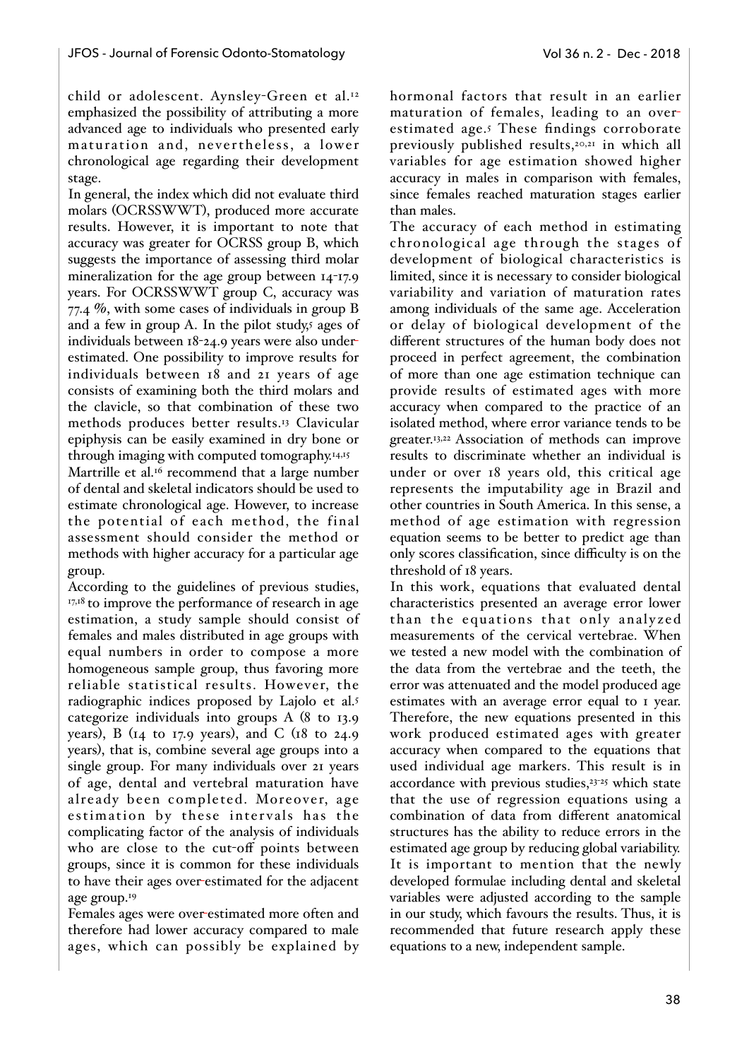child or adolescent. Aynsley-Green et al.[12] emphasized the possibility of attributing a more advanced age to individuals who presented early maturation and, nevertheless, a lower chronological age regarding their development stage.

In general, the index which did not evaluate third molars (OCRSSWWT), produced more accurate results. However, it is important to note that accuracy was greater for OCRSS group B, which suggests the importance of assessing third molar mineralization for the age group between 14-17.9 years. For OCRSSWWT group C, accuracy was 77.4 %, with some cases of individuals in group B and a few in group A. In the pilot study,[5] ages of individuals between 18-24.9 years were also under-estimated. One possibility to improve results for individuals between 18 and 21 years of age consists of examining both the third molars and the clavicle, so that combination of these two methods produces better results.[13] Clavicular epiphysis can be easily examined in dry bone or through imaging with computed tomography.[14,15]

Martrille et al.[16] recommend that a large number of dental and skeletal indicators should be used to estimate chronological age. However, to increase the potential of each method, the final assessment should consider the method or methods with higher accuracy for a particular age group.

According to the guidelines of previous studies,[17,18] to improve the performance of research in age estimation, a study sample should consist of females and males distributed in age groups with equal numbers in order to compose a more homogeneous sample group, thus favoring more reliable statistical results. However, the radiographic indices proposed by Lajolo et al.[5] categorize individuals into groups A (8 to 13.9 years), B (14 to 17.9 years), and C (18 to 24.9 years), that is, combine several age groups into a single group. For many individuals over 21 years of age, dental and vertebral maturation have already been completed. Moreover, age estimation by these intervals has the complicating factor of the analysis of individuals who are close to the cut-off points between groups, since it is common for these individuals to have their ages over-estimated for the adjacent age group.[19]

Females ages were over-estimated more often and therefore had lower accuracy compared to male ages, which can possibly be explained by hormonal factors that result in an earlier maturation of females, leading to an over-estimated age.[5] These findings corroborate previously published results,[20,21] in which all variables for age estimation showed higher accuracy in males in comparison with females, since females reached maturation stages earlier than males.

The accuracy of each method in estimating chronological age through the stages of development of biological characteristics is limited, since it is necessary to consider biological variability and variation of maturation rates among individuals of the same age. Acceleration or delay of biological development of the different structures of the human body does not proceed in perfect agreement, the combination of more than one age estimation technique can provide results of estimated ages with more accuracy when compared to the practice of an isolated method, where error variance tends to be greater.[13,22] Association of methods can improve results to discriminate whether an individual is under or over 18 years old, this critical age represents the imputability age in Brazil and other countries in South America. In this sense, a method of age estimation with regression equation seems to be better to predict age than only scores classification, since difficulty is on the threshold of 18 years.

In this work, equations that evaluated dental characteristics presented an average error lower than the equations that only analyzed measurements of the cervical vertebrae. When we tested a new model with the combination of the data from the vertebrae and the teeth, the error was attenuated and the model produced age estimates with an average error equal to 1 year. Therefore, the new equations presented in this work produced estimated ages with greater accuracy when compared to the equations that used individual age markers. This result is in accordance with previous studies,[23-25] which state that the use of regression equations using a combination of data from different anatomical structures has the ability to reduce errors in the estimated age group by reducing global variability. It is important to mention that the newly developed formulae including dental and skeletal variables were adjusted according to the sample in our study, which favours the results. Thus, it is recommended that future research apply these equations to a new, independent sample.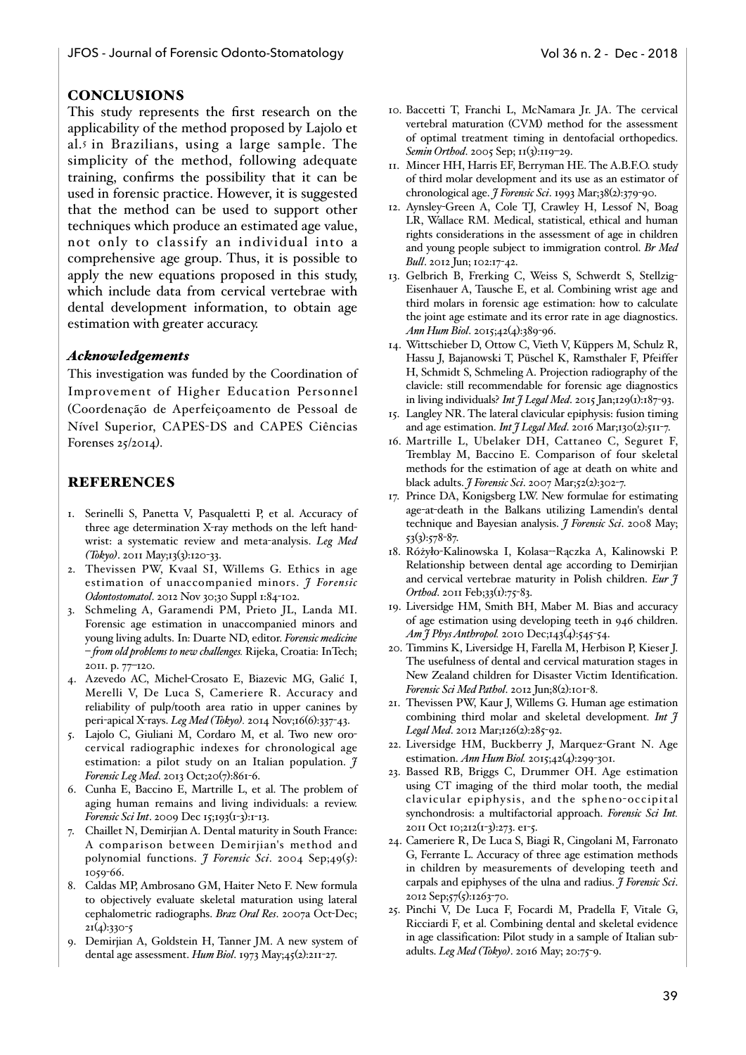## CONCLUSIONS

This study represents the first research on the applicability of the method proposed by Lajolo et al.[5] in Brazilians, using a large sample. The simplicity of the method, following adequate training, confirms the possibility that it can be used in forensic practice. However, it is suggested that the method can be used to support other techniques which produce an estimated age value, not only to classify an individual into a comprehensive age group. Thus, it is possible to apply the new equations proposed in this study, which include data from cervical vertebrae with dental development information, to obtain age estimation with greater accuracy.

### *Acknowledgements*

This investigation was funded by the Coordination of Improvement of Higher Education Personnel (Coordenação de Aperfeiçoamento de Pessoal de Nível Superior, CAPES-DS and CAPES Ciências Forenses 25/2014).

## REFERENCES

1. Serinelli S, Panetta V, Pasqualetti P, et al. Accuracy of three age determination X-ray methods on the left hand-wrist: a systematic review and meta-analysis. *Leg Med (Tokyo)*. 2011 May;13(3):120-33.
2. Thevissen PW, Kvaal SI, Willems G. Ethics in age estimation of unaccompanied minors. *J Forensic Odontostomatol*. 2012 Nov 30;30 Suppl 1:84-102.
3. Schmeling A, Garamendi PM, Prieto JL, Landa MI. Forensic age estimation in unaccompanied minors and young living adults. In: Duarte ND, editor. *Forensic medicine – from old problems to new challenges.* Rijeka, Croatia: InTech; 2011. p. 77–120.
4. Azevedo AC, Michel-Crosato E, Biazevic MG, Galić I, Merelli V, De Luca S, Cameriere R. Accuracy and reliability of pulp/tooth area ratio in upper canines by peri-apical X-rays. *Leg Med (Tokyo).* 2014 Nov;16(6):337-43.
5. Lajolo C, Giuliani M, Cordaro M, et al. Two new oro-cervical radiographic indexes for chronological age estimation: a pilot study on an Italian population. *J Forensic Leg Med*. 2013 Oct;20(7):861-6.
6. Cunha E, Baccino E, Martrille L, et al. The problem of aging human remains and living individuals: a review. *Forensic Sci Int*. 2009 Dec 15;193(1-3):1-13.
7. Chaillet N, Demirjian A. Dental maturity in South France: A comparison between Demirjian's method and polynomial functions. *J Forensic Sci*. 2004 Sep;49(5): 1059-66.
8. Caldas MP, Ambrosano GM, Haiter Neto F. New formula to objectively evaluate skeletal maturation using lateral cephalometric radiographs. *Braz Oral Res*. 2007a Oct-Dec; 21(4):330-5
9. Demirjian A, Goldstein H, Tanner JM. A new system of dental age assessment. *Hum Biol*. 1973 May;45(2):211-27.
10. Baccetti T, Franchi L, McNamara Jr. JA. The cervical vertebral maturation (CVM) method for the assessment of optimal treatment timing in dentofacial orthopedics. *Semin Orthod*. 2005 Sep; 11(3):119–29.
11. Mincer HH, Harris EF, Berryman HE. The A.B.F.O. study of third molar development and its use as an estimator of chronological age. *J Forensic Sci*. 1993 Mar;38(2):379-90.
12. Aynsley-Green A, Cole TJ, Crawley H, Lessof N, Boag LR, Wallace RM. Medical, statistical, ethical and human rights considerations in the assessment of age in children and young people subject to immigration control. *Br Med Bull*. 2012 Jun; 102:17-42.
13. Gelbrich B, Frerking C, Weiss S, Schwerdt S, Stellzig-Eisenhauer A, Tausche E, et al. Combining wrist age and third molars in forensic age estimation: how to calculate the joint age estimate and its error rate in age diagnostics. *Ann Hum Biol*. 2015;42(4):389-96.
14. Wittschieber D, Ottow C, Vieth V, Küppers M, Schulz R, Hassu J, Bajanowski T, Püschel K, Ramsthaler F, Pfeiffer H, Schmidt S, Schmeling A. Projection radiography of the clavicle: still recommendable for forensic age diagnostics in living individuals? *Int J Legal Med*. 2015 Jan;129(1):187-93.
15. Langley NR. The lateral clavicular epiphysis: fusion timing and age estimation. *Int J Legal Med*. 2016 Mar;130(2):511-7.
16. Martrille L, Ubelaker DH, Cattaneo C, Seguret F, Tremblay M, Baccino E. Comparison of four skeletal methods for the estimation of age at death on white and black adults. *J Forensic Sci*. 2007 Mar;52(2):302-7.
17. Prince DA, Konigsberg LW. New formulae for estimating age-at-death in the Balkans utilizing Lamendin's dental technique and Bayesian analysis. *J Forensic Sci*. 2008 May; 53(3):578-87.
18. Różyło-Kalinowska I, Kolasa–Rączka A, Kalinowski P. Relationship between dental age according to Demirjian and cervical vertebrae maturity in Polish children. *Eur J Orthod*. 2011 Feb;33(1):75-83.
19. Liversidge HM, Smith BH, Maber M. Bias and accuracy of age estimation using developing teeth in 946 children. *Am J Phys Anthropol.* 2010 Dec;143(4):545-54.
20. Timmins K, Liversidge H, Farella M, Herbison P, Kieser J. The usefulness of dental and cervical maturation stages in New Zealand children for Disaster Victim Identification. *Forensic Sci Med Pathol*. 2012 Jun;8(2):101-8.
21. Thevissen PW, Kaur J, Willems G. Human age estimation combining third molar and skeletal development*. Int J Legal Med*. 2012 Mar;126(2):285-92.
22. Liversidge HM, Buckberry J, Marquez-Grant N. Age estimation. *Ann Hum Biol.* 2015;42(4):299-301.
23. Bassed RB, Briggs C, Drummer OH. Age estimation using CT imaging of the third molar tooth, the medial clavicular epiphysis, and the spheno-occipital synchondrosis: a multifactorial approach. *Forensic Sci Int.* 2011 Oct 10;212(1-3):273. e1-5.
24. Cameriere R, De Luca S, Biagi R, Cingolani M, Farronato G, Ferrante L. Accuracy of three age estimation methods in children by measurements of developing teeth and carpals and epiphyses of the ulna and radius. *J Forensic Sci*. 2012 Sep;57(5):1263-70.
25. Pinchi V, De Luca F, Focardi M, Pradella F, Vitale G, Ricciardi F, et al. Combining dental and skeletal evidence in age classification: Pilot study in a sample of Italian sub-adults. *Leg Med (Tokyo)*. 2016 May; 20:75-9.